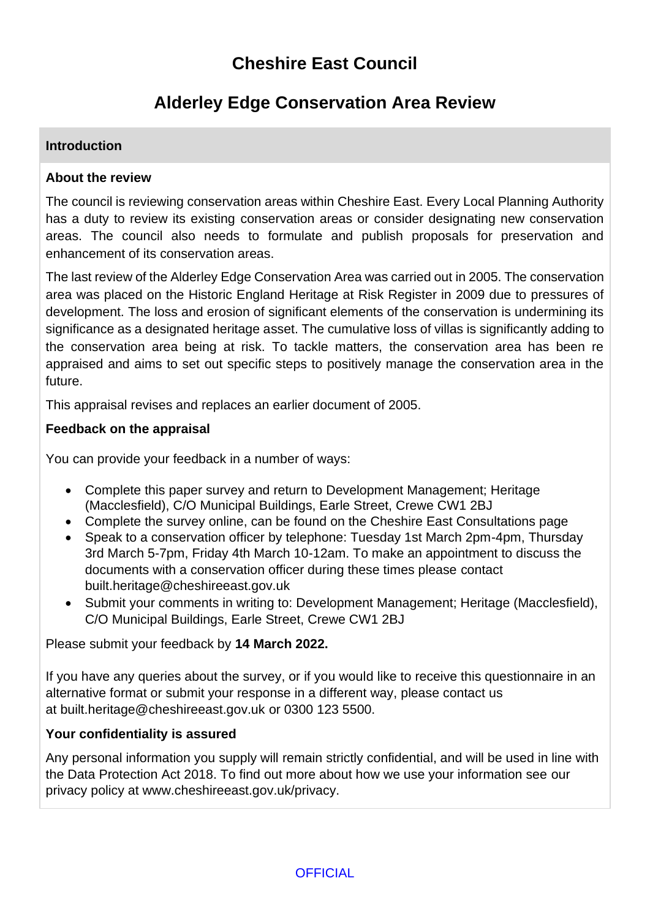# Cheshire East Council

## Alderley Edge Conservation Area Review

### Introduction

**About the review**

The council is reviewing conservation areas within Cheshire East. Every Local Planning Authority has a duty to review its existing conservation areas or consider designating new conservation areas. The council also needs to formulate and publish proposals for preservation and enhancement of its conservation areas.

The last review of the Alderley Edge Conservation Area was carried out in 2005. The conservation area was placed on the Historic England Heritage at Risk Register in 2009 due to pressures of development. The loss and erosion of significant elements of the conservation is undermining its significance as a designated heritage asset. The cumulative loss of villas is significantly adding to the conservation area being at risk. To tackle matters, the conservation area has been re appraised and aims to set out specific steps to positively manage the conservation area in the future.

This appraisal revises and replaces an earlier document of 2005.

**Feedback on the appraisal**

You can provide your feedback in a number of ways:

- Complete this paper survey and return to Development Management; Heritage (Macclesfield), C/O Municipal Buildings, Earle Street, Crewe CW1 2BJ
- Complete the survey online, can be found on the Cheshire East Consultations page
- Speak to a conservation officer by telephone: Tuesday 1st March 2pm-4pm, Thursday 3rd March 5-7pm, Friday 4th March 10-12am. To make an appointment to discuss the documents with a conservation officer during these times please contact built.heritage@cheshireeast.gov.uk
- Submit your comments in writing to: Development Management; Heritage (Macclesfield), C/O Municipal Buildings, Earle Street, Crewe CW1 2BJ

Please submit your feedback by **14 March 2022.**

If you have any queries about the survey, or if you would like to receive this questionnaire in an alternative format or submit your response in a different way, please contact us at built.heritage@cheshireeast.gov.uk or 0300 123 5500.

**Your confidentiality is assured**

Any personal information you supply will remain strictly confidential, and will be used in line with the Data Protection Act 2018. To find out more about how we use your information see our privacy policy at www.cheshireeast.gov.uk/privacy.

OFFICIAL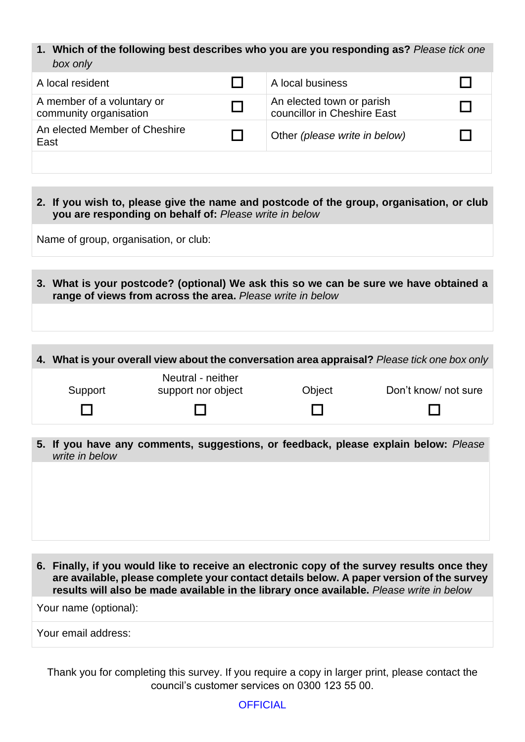**1. Which of the following best describes who you are you responding as?** *Please tick one box only*

| | | | |
|---|---|---|---|
| A local resident | ☐ | A local business | ☐ |
| A member of a voluntary or community organisation | ☐ | An elected town or parish councillor in Cheshire East | ☐ |
| An elected Member of Cheshire East | ☐ | Other *(please write in below)* | ☐ |

**2. If you wish to, please give the name and postcode of the group, organisation, or club you are responding on behalf of:** *Please write in below*

Name of group, organisation, or club:

**3. What is your postcode? (optional) We ask this so we can be sure we have obtained a range of views from across the area.** *Please write in below*

**4. What is your overall view about the conversation area appraisal?** *Please tick one box only*

| Support | Neutral - neither support nor object | Object | Don't know/ not sure |
|---|---|---|---|
| ☐ | ☐ | ☐ | ☐ |

**5. If you have any comments, suggestions, or feedback, please explain below:** *Please write in below*

**6. Finally, if you would like to receive an electronic copy of the survey results once they are available, please complete your contact details below. A paper version of the survey results will also be made available in the library once available.** *Please write in below*

Your name (optional):

Your email address:

Thank you for completing this survey. If you require a copy in larger print, please contact the council's customer services on 0300 123 55 00.

OFFICIAL